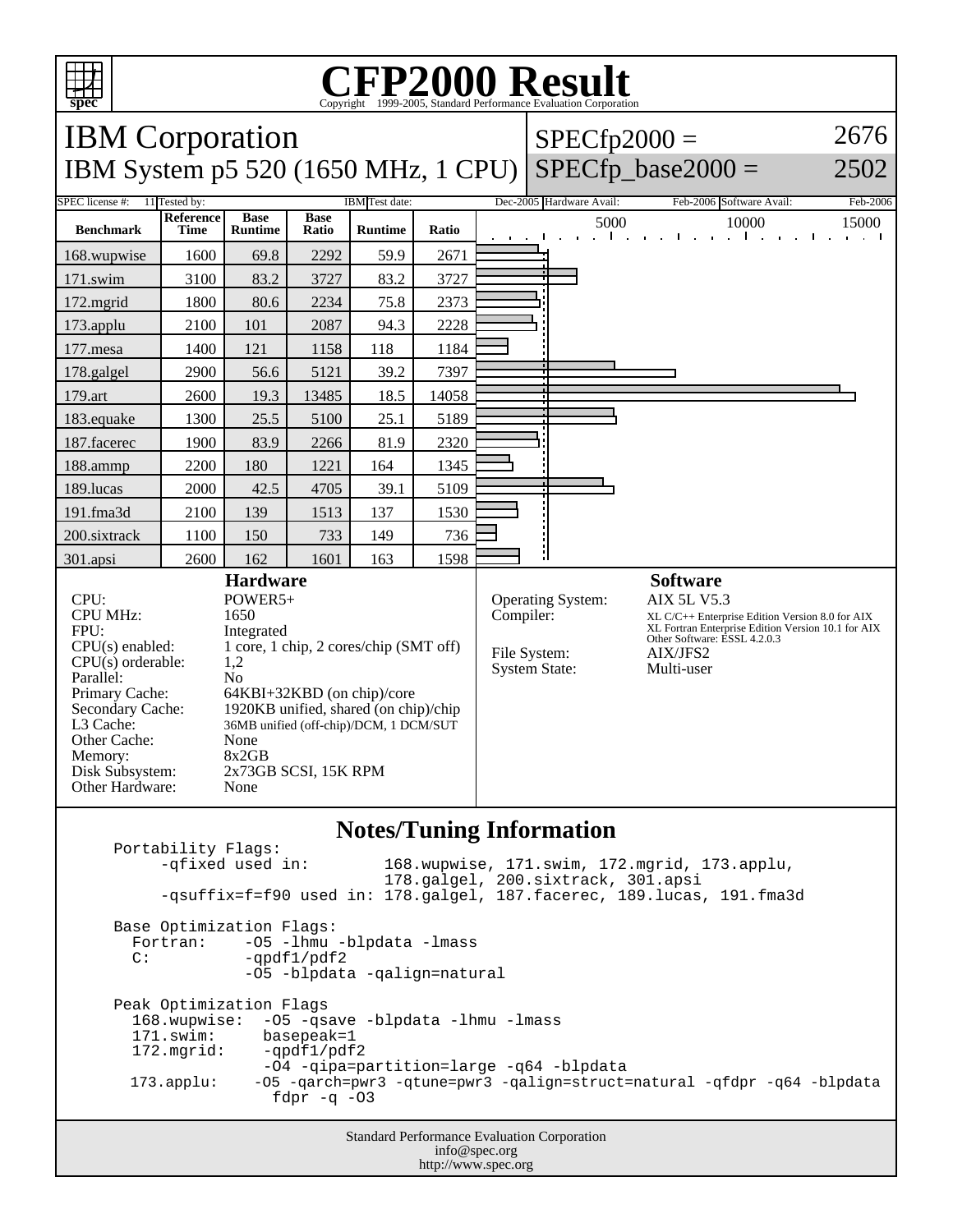# CFP2000 Result

Copyright 1999-2005, Standard Performance Evaluation Corporation

## IBM Corporation

## IBM System p5 520 (1650 MHz, 1 CPU)

SPECfp2000 = 2676

SPECfp_base2000 = 2502

SPEC license #: 11 | Tested by: IBM | Test date: Dec-2005 | Hardware Avail: Feb-2006 | Software Avail: Feb-2006

| Benchmark | Reference Time | Base Runtime | Base Ratio | Runtime | Ratio |
|---|---|---|---|---|---|
| 168.wupwise | 1600 | 69.8 | 2292 | 59.9 | 2671 |
| 171.swim | 3100 | 83.2 | 3727 | 83.2 | 3727 |
| 172.mgrid | 1800 | 80.6 | 2234 | 75.8 | 2373 |
| 173.applu | 2100 | 101 | 2087 | 94.3 | 2228 |
| 177.mesa | 1400 | 121 | 1158 | 118 | 1184 |
| 178.galgel | 2900 | 56.6 | 5121 | 39.2 | 7397 |
| 179.art | 2600 | 19.3 | 13485 | 18.5 | 14058 |
| 183.equake | 1300 | 25.5 | 5100 | 25.1 | 5189 |
| 187.facerec | 1900 | 83.9 | 2266 | 81.9 | 2320 |
| 188.ammp | 2200 | 180 | 1221 | 164 | 1345 |
| 189.lucas | 2000 | 42.5 | 4705 | 39.1 | 5109 |
| 191.fma3d | 2100 | 139 | 1513 | 137 | 1530 |
| 200.sixtrack | 1100 | 150 | 733 | 149 | 736 |
| 301.apsi | 2600 | 162 | 1601 | 163 | 1598 |

### Hardware

| | |
|---|---|
| CPU: | POWER5+ |
| CPU MHz: | 1650 |
| FPU: | Integrated |
| CPU(s) enabled: | 1 core, 1 chip, 2 cores/chip (SMT off) |
| CPU(s) orderable: | 1,2 |
| Parallel: | No |
| Primary Cache: | 64KBI+32KBD (on chip)/core |
| Secondary Cache: | 1920KB unified, shared (on chip)/chip |
| L3 Cache: | 36MB unified (off-chip)/DCM, 1 DCM/SUT |
| Other Cache: | None |
| Memory: | 8x2GB |
| Disk Subsystem: | 2x73GB SCSI, 15K RPM |
| Other Hardware: | None |

### Software

| | |
|---|---|
| Operating System: | AIX 5L V5.3 |
| Compiler: | XL C/C++ Enterprise Edition Version 8.0 for AIX<br>XL Fortran Enterprise Edition Version 10.1 for AIX<br>Other Software: ESSL 4.2.0.3 |
| File System: | AIX/JFS2 |
| System State: | Multi-user |

## Notes/Tuning Information

```
Portability Flags:
     -qfixed used in:        168.wupwise, 171.swim, 172.mgrid, 173.applu,
                             178.galgel, 200.sixtrack, 301.apsi
     -qsuffix=f=f90 used in: 178.galgel, 187.facerec, 189.lucas, 191.fma3d

Base Optimization Flags:
  Fortran:    -O5 -lhmu -blpdata -lmass
  C:          -qpdf1/pdf2
              -O5 -blpdata -qalign=natural

Peak Optimization Flags
  168.wupwise:  -O5 -qsave -blpdata -lhmu -lmass
  171.swim:      basepeak=1
  172.mgrid:     -qpdf1/pdf2
                 -O4 -qipa=partition=large -q64 -blpdata
  173.applu:    -O5 -qarch=pwr3 -qtune=pwr3 -qalign=struct=natural -qfdpr -q64 -blpdata
                 fdpr -q -O3
```

Standard Performance Evaluation Corporation
info@spec.org
http://www.spec.org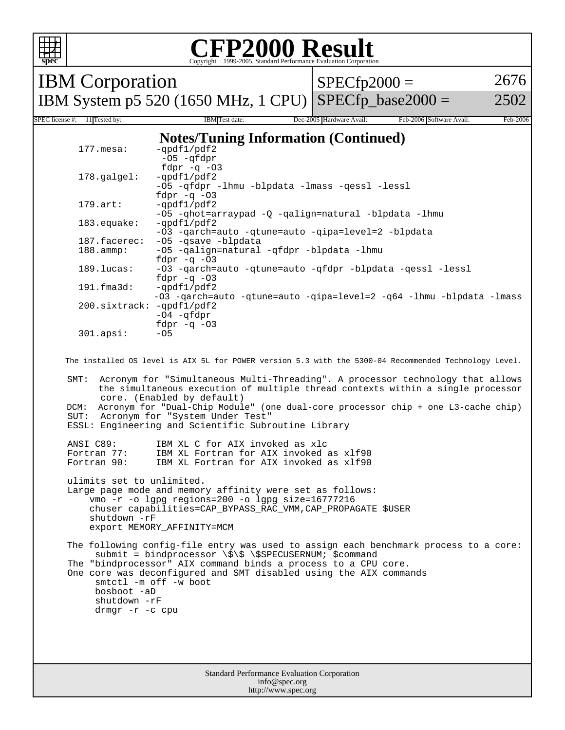# CFP2000 Result

Copyright 1999-2005, Standard Performance Evaluation Corporation

**IBM Corporation**
**IBM System p5 520 (1650 MHz, 1 CPU)**

SPECfp2000 = 2676
SPECfp_base2000 = 2502

| SPEC license #: | 11 | Tested by: | IBM | Test date: | Dec-2005 | Hardware Avail: | Feb-2006 | Software Avail: | Feb-2006 |
|---|---|---|---|---|---|---|---|---|---|

## Notes/Tuning Information (Continued)

```
177.mesa:     -qpdf1/pdf2
               -O5 -qfdpr
               fdpr -q -O3
178.galgel:   -qpdf1/pdf2
              -O5 -qfdpr -lhmu -blpdata -lmass -qessl -lessl
              fdpr -q -O3
179.art:      -qpdf1/pdf2
              -O5 -qhot=arraypad -Q -qalign=natural -blpdata -lhmu
183.equake:   -qpdf1/pdf2
              -O3 -qarch=auto -qtune=auto -qipa=level=2 -blpdata
187.facerec:  -O5 -qsave -blpdata
188.ammp:     -O5 -qalign=natural -qfdpr -blpdata -lhmu
              fdpr -q -O3
189.lucas:    -O3 -qarch=auto -qtune=auto -qfdpr -blpdata -qessl -lessl
              fdpr -q -O3
191.fma3d:    -qpdf1/pdf2
              -O3 -qarch=auto -qtune=auto -qipa=level=2 -q64 -lhmu -blpdata -lmass
200.sixtrack: -qpdf1/pdf2
              -O4 -qfdpr
              fdpr -q -O3
301.apsi:     -O5
```

The installed OS level is AIX 5L for POWER version 5.3 with the 5300-04 Recommended Technology Level.

SMT: Acronym for "Simultaneous Multi-Threading". A processor technology that allows the simultaneous execution of multiple thread contexts within a single processor core. (Enabled by default)
DCM: Acronym for "Dual-Chip Module" (one dual-core processor chip + one L3-cache chip)
SUT: Acronym for "System Under Test"
ESSL: Engineering and Scientific Subroutine Library

ANSI C89: IBM XL C for AIX invoked as xlc
Fortran 77: IBM XL Fortran for AIX invoked as xlf90
Fortran 90: IBM XL Fortran for AIX invoked as xlf90

ulimits set to unlimited.
Large page mode and memory affinity were set as follows:

```
vmo -r -o lgpg_regions=200 -o lgpg_size=16777216
chuser capabilities=CAP_BYPASS_RAC_VMM,CAP_PROPAGATE $USER
shutdown -rF
export MEMORY_AFFINITY=MCM
```

The following config-file entry was used to assign each benchmark process to a core:

```
submit = bindprocessor \$\$ \$SPECUSERNUM; $command
```

The "bindprocessor" AIX command binds a process to a CPU core.
One core was deconfigured and SMT disabled using the AIX commands

```
smtctl -m off -w boot
bosboot -aD
shutdown -rF
drmgr -r -c cpu
```

Standard Performance Evaluation Corporation
info@spec.org
http://www.spec.org